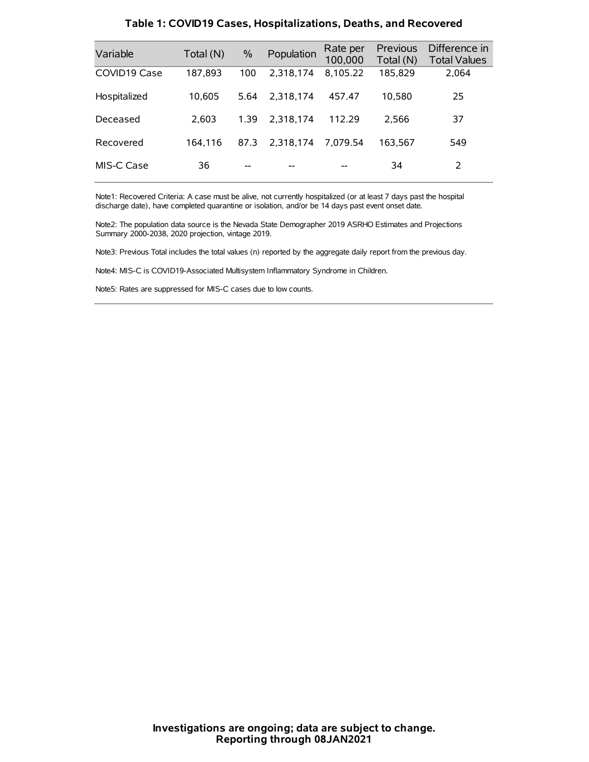## Table 1: COVID19 Cases, Hospitalizations, Deaths, and Recovered

| Variable | Total (N) | % | Population | Rate per 100,000 | Previous Total (N) | Difference in Total Values |
|---|---|---|---|---|---|---|
| COVID19 Case | 187,893 | 100 | 2,318,174 | 8,105.22 | 185,829 | 2,064 |
| Hospitalized | 10,605 | 5.64 | 2,318,174 | 457.47 | 10,580 | 25 |
| Deceased | 2,603 | 1.39 | 2,318,174 | 112.29 | 2,566 | 37 |
| Recovered | 164,116 | 87.3 | 2,318,174 | 7,079.54 | 163,567 | 549 |
| MIS-C Case | 36 | -- | -- | -- | 34 | 2 |

Note1: Recovered Criteria: A case must be alive, not currently hospitalized (or at least 7 days past the hospital discharge date), have completed quarantine or isolation, and/or be 14 days past event onset date.

Note2: The population data source is the Nevada State Demographer 2019 ASRHO Estimates and Projections Summary 2000-2038, 2020 projection, vintage 2019.

Note3: Previous Total includes the total values (n) reported by the aggregate daily report from the previous day.

Note4: MIS-C is COVID19-Associated Multisystem Inflammatory Syndrome in Children.

Note5: Rates are suppressed for MIS-C cases due to low counts.

**Investigations are ongoing; data are subject to change.**
**Reporting through 08JAN2021**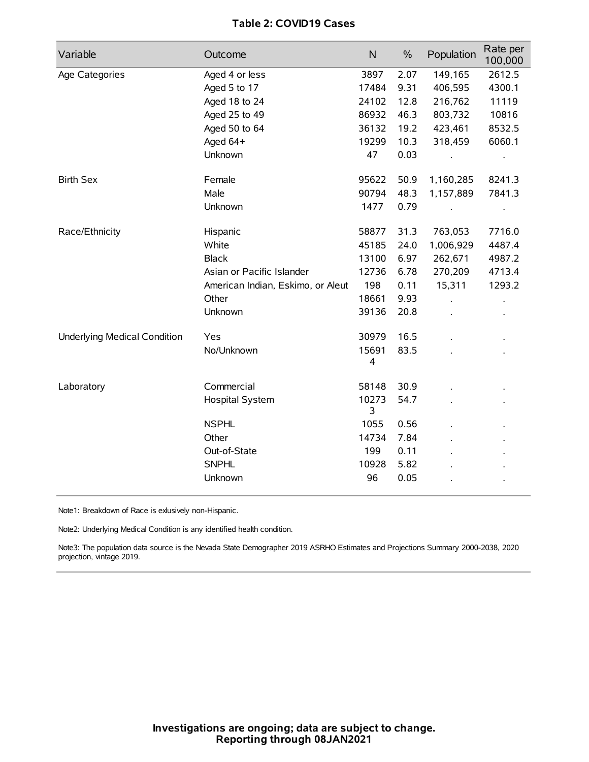**Table 2: COVID19 Cases**

| Variable | Outcome | N | % | Population | Rate per 100,000 |
|---|---|---|---|---|---|
| Age Categories | Aged 4 or less | 3897 | 2.07 | 149,165 | 2612.5 |
| | Aged 5 to 17 | 17484 | 9.31 | 406,595 | 4300.1 |
| | Aged 18 to 24 | 24102 | 12.8 | 216,762 | 11119 |
| | Aged 25 to 49 | 86932 | 46.3 | 803,732 | 10816 |
| | Aged 50 to 64 | 36132 | 19.2 | 423,461 | 8532.5 |
| | Aged 64+ | 19299 | 10.3 | 318,459 | 6060.1 |
| | Unknown | 47 | 0.03 | . | . |
| Birth Sex | Female | 95622 | 50.9 | 1,160,285 | 8241.3 |
| | Male | 90794 | 48.3 | 1,157,889 | 7841.3 |
| | Unknown | 1477 | 0.79 | . | . |
| Race/Ethnicity | Hispanic | 58877 | 31.3 | 763,053 | 7716.0 |
| | White | 45185 | 24.0 | 1,006,929 | 4487.4 |
| | Black | 13100 | 6.97 | 262,671 | 4987.2 |
| | Asian or Pacific Islander | 12736 | 6.78 | 270,209 | 4713.4 |
| | American Indian, Eskimo, or Aleut | 198 | 0.11 | 15,311 | 1293.2 |
| | Other | 18661 | 9.93 | . | . |
| | Unknown | 39136 | 20.8 | . | . |
| Underlying Medical Condition | Yes | 30979 | 16.5 | . | . |
| | No/Unknown | 156914 | 83.5 | . | . |
| Laboratory | Commercial | 58148 | 30.9 | . | . |
| | Hospital System | 102733 | 54.7 | . | . |
| | NSPHL | 1055 | 0.56 | . | . |
| | Other | 14734 | 7.84 | . | . |
| | Out-of-State | 199 | 0.11 | . | . |
| | SNPHL | 10928 | 5.82 | . | . |
| | Unknown | 96 | 0.05 | . | . |

Note1: Breakdown of Race is exlusively non-Hispanic.

Note2: Underlying Medical Condition is any identified health condition.

Note3: The population data source is the Nevada State Demographer 2019 ASRHO Estimates and Projections Summary 2000-2038, 2020 projection, vintage 2019.

**Investigations are ongoing; data are subject to change.**
**Reporting through 08JAN2021**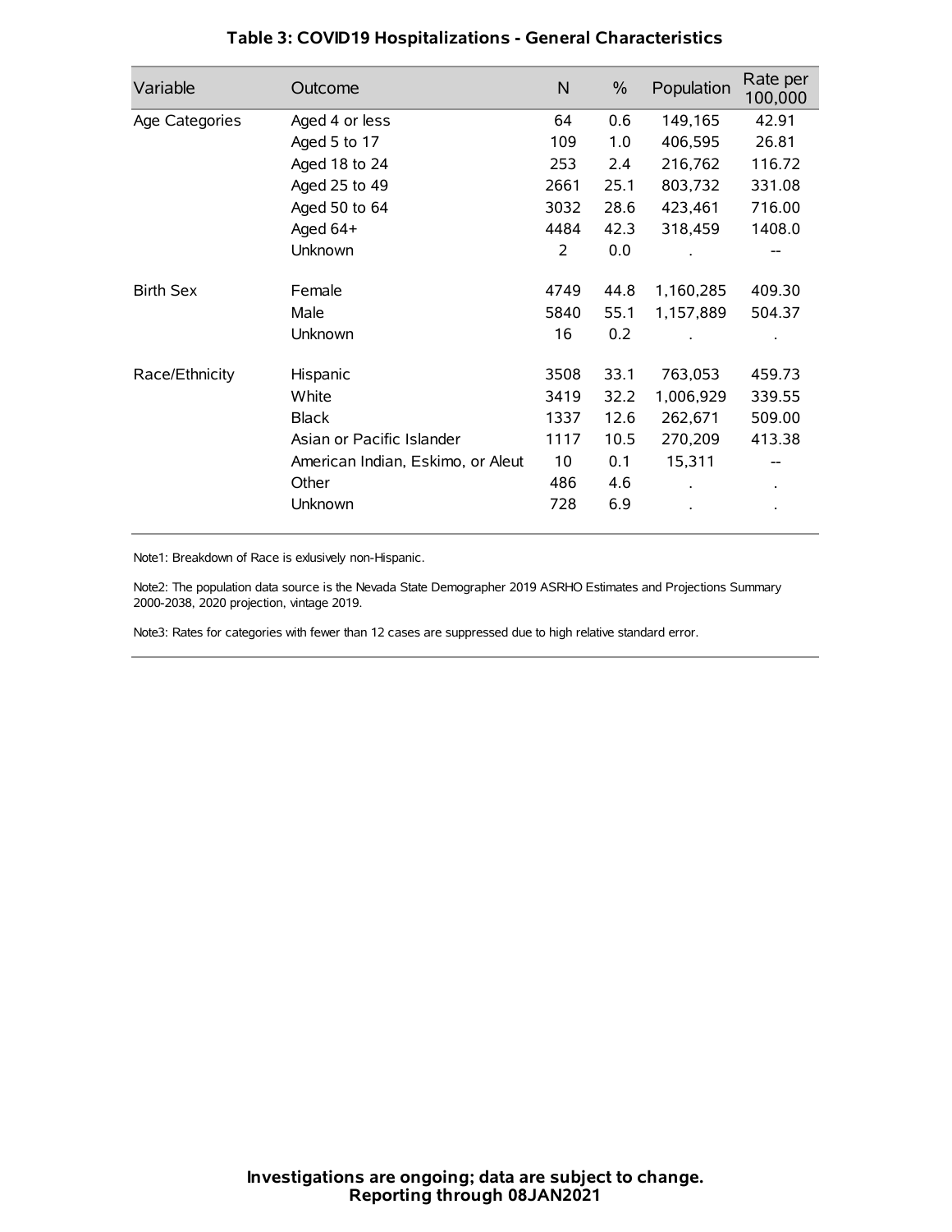## Table 3: COVID19 Hospitalizations - General Characteristics

| Variable | Outcome | N | % | Population | Rate per 100,000 |
|---|---|---|---|---|---|
| Age Categories | Aged 4 or less | 64 | 0.6 | 149,165 | 42.91 |
| | Aged 5 to 17 | 109 | 1.0 | 406,595 | 26.81 |
| | Aged 18 to 24 | 253 | 2.4 | 216,762 | 116.72 |
| | Aged 25 to 49 | 2661 | 25.1 | 803,732 | 331.08 |
| | Aged 50 to 64 | 3032 | 28.6 | 423,461 | 716.00 |
| | Aged 64+ | 4484 | 42.3 | 318,459 | 1408.0 |
| | Unknown | 2 | 0.0 | . | -- |
| Birth Sex | Female | 4749 | 44.8 | 1,160,285 | 409.30 |
| | Male | 5840 | 55.1 | 1,157,889 | 504.37 |
| | Unknown | 16 | 0.2 | . | . |
| Race/Ethnicity | Hispanic | 3508 | 33.1 | 763,053 | 459.73 |
| | White | 3419 | 32.2 | 1,006,929 | 339.55 |
| | Black | 1337 | 12.6 | 262,671 | 509.00 |
| | Asian or Pacific Islander | 1117 | 10.5 | 270,209 | 413.38 |
| | American Indian, Eskimo, or Aleut | 10 | 0.1 | 15,311 | -- |
| | Other | 486 | 4.6 | . | . |
| | Unknown | 728 | 6.9 | . | . |

Note1: Breakdown of Race is exlusively non-Hispanic.

Note2: The population data source is the Nevada State Demographer 2019 ASRHO Estimates and Projections Summary 2000-2038, 2020 projection, vintage 2019.

Note3: Rates for categories with fewer than 12 cases are suppressed due to high relative standard error.

**Investigations are ongoing; data are subject to change.**
**Reporting through 08JAN2021**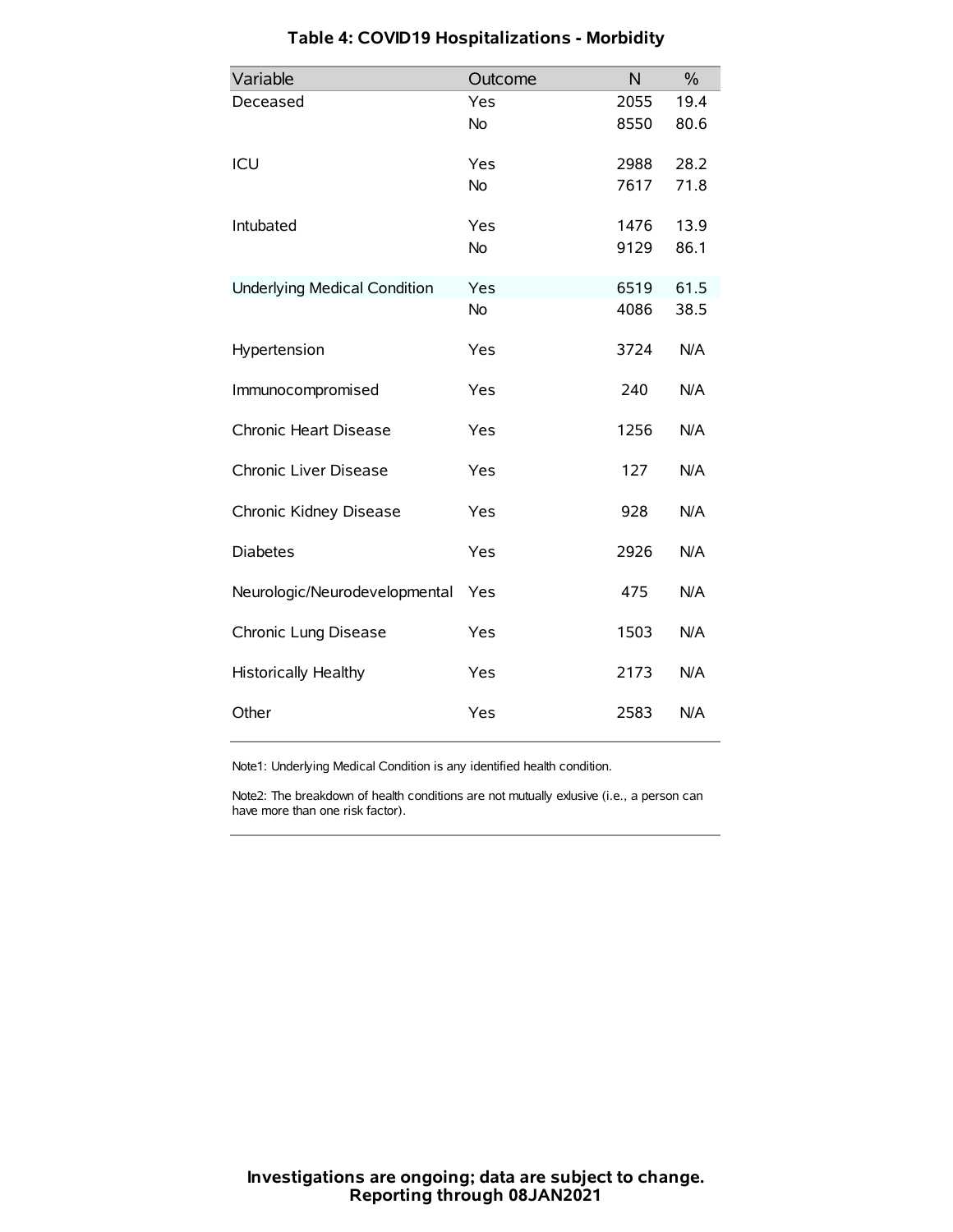# Table 4: COVID19 Hospitalizations - Morbidity

| Variable | Outcome | N | % |
|---|---|---|---|
| Deceased | Yes | 2055 | 19.4 |
| | No | 8550 | 80.6 |
| ICU | Yes | 2988 | 28.2 |
| | No | 7617 | 71.8 |
| Intubated | Yes | 1476 | 13.9 |
| | No | 9129 | 86.1 |
| Underlying Medical Condition | Yes | 6519 | 61.5 |
| | No | 4086 | 38.5 |
| Hypertension | Yes | 3724 | N/A |
| Immunocompromised | Yes | 240 | N/A |
| Chronic Heart Disease | Yes | 1256 | N/A |
| Chronic Liver Disease | Yes | 127 | N/A |
| Chronic Kidney Disease | Yes | 928 | N/A |
| Diabetes | Yes | 2926 | N/A |
| Neurologic/Neurodevelopmental | Yes | 475 | N/A |
| Chronic Lung Disease | Yes | 1503 | N/A |
| Historically Healthy | Yes | 2173 | N/A |
| Other | Yes | 2583 | N/A |

Note1: Underlying Medical Condition is any identified health condition.

Note2: The breakdown of health conditions are not mutually exlusive (i.e., a person can have more than one risk factor).

**Investigations are ongoing; data are subject to change. Reporting through 08JAN2021**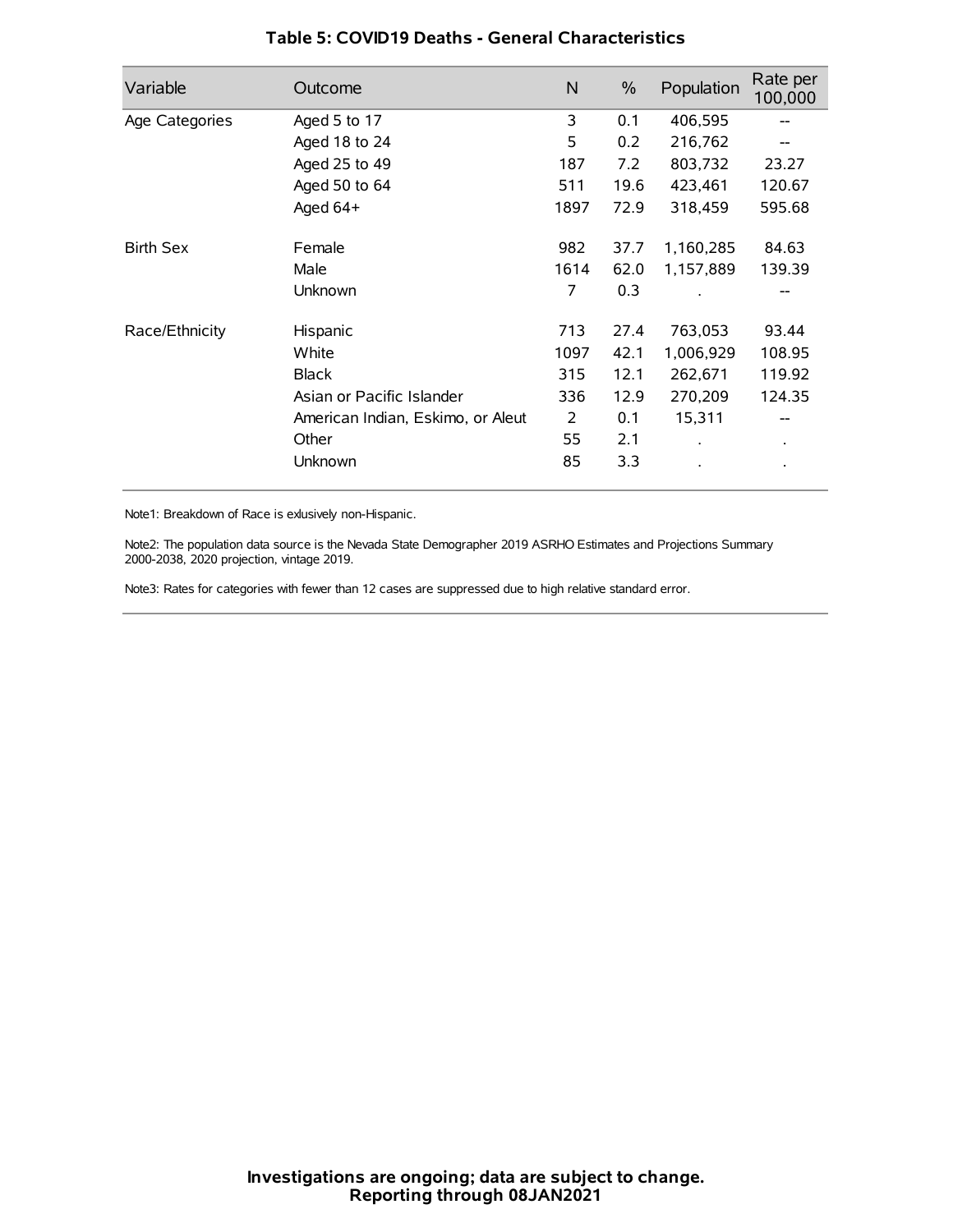### Table 5: COVID19 Deaths - General Characteristics

| Variable | Outcome | N | % | Population | Rate per 100,000 |
|---|---|---|---|---|---|
| Age Categories | Aged 5 to 17 | 3 | 0.1 | 406,595 | -- |
| | Aged 18 to 24 | 5 | 0.2 | 216,762 | -- |
| | Aged 25 to 49 | 187 | 7.2 | 803,732 | 23.27 |
| | Aged 50 to 64 | 511 | 19.6 | 423,461 | 120.67 |
| | Aged 64+ | 1897 | 72.9 | 318,459 | 595.68 |
| Birth Sex | Female | 982 | 37.7 | 1,160,285 | 84.63 |
| | Male | 1614 | 62.0 | 1,157,889 | 139.39 |
| | Unknown | 7 | 0.3 | . | -- |
| Race/Ethnicity | Hispanic | 713 | 27.4 | 763,053 | 93.44 |
| | White | 1097 | 42.1 | 1,006,929 | 108.95 |
| | Black | 315 | 12.1 | 262,671 | 119.92 |
| | Asian or Pacific Islander | 336 | 12.9 | 270,209 | 124.35 |
| | American Indian, Eskimo, or Aleut | 2 | 0.1 | 15,311 | -- |
| | Other | 55 | 2.1 | . | . |
| | Unknown | 85 | 3.3 | . | . |

Note1: Breakdown of Race is exlusively non-Hispanic.

Note2: The population data source is the Nevada State Demographer 2019 ASRHO Estimates and Projections Summary 2000-2038, 2020 projection, vintage 2019.

Note3: Rates for categories with fewer than 12 cases are suppressed due to high relative standard error.

**Investigations are ongoing; data are subject to change.**
**Reporting through 08JAN2021**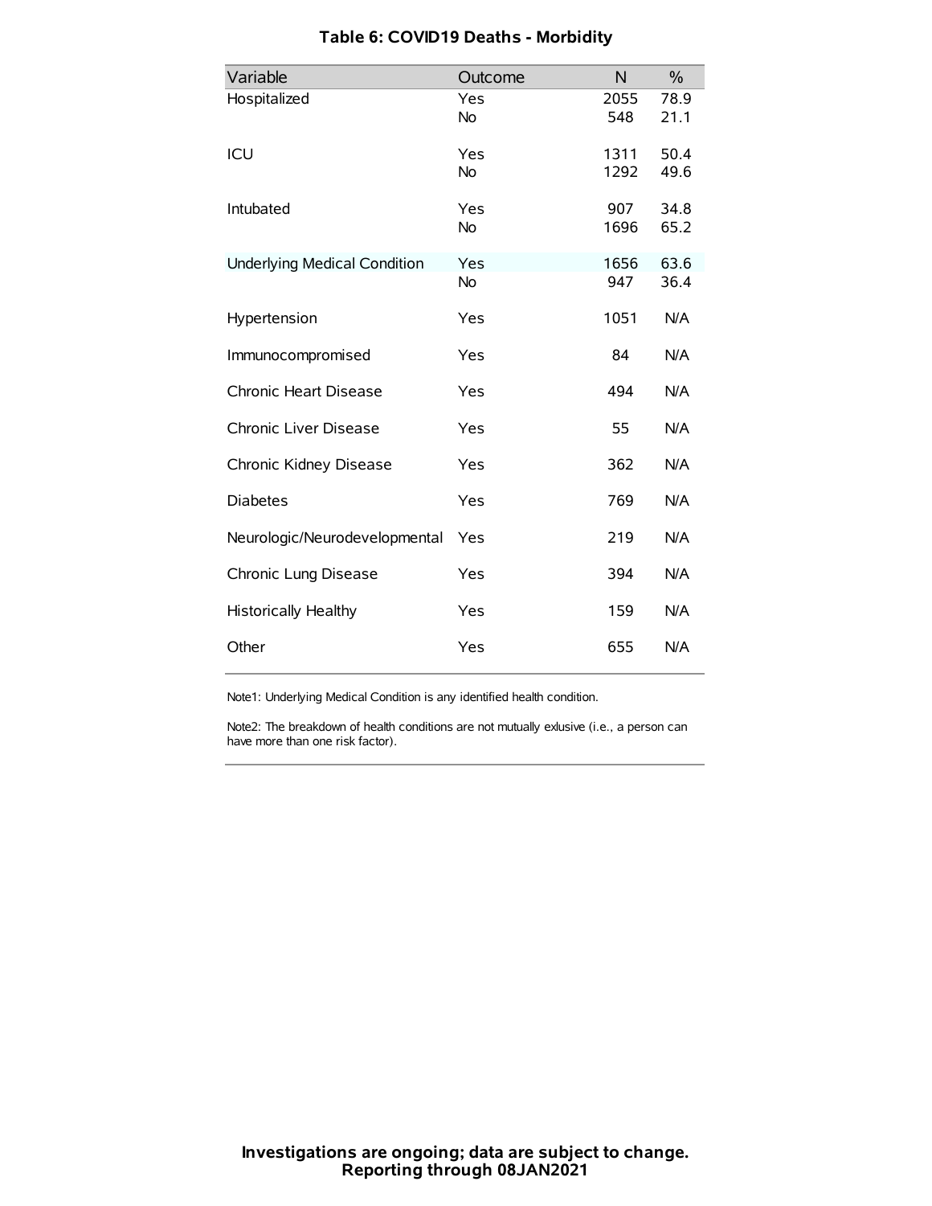**Table 6: COVID19 Deaths - Morbidity**

| Variable | Outcome | N | % |
|---|---|---|---|
| Hospitalized | Yes | 2055 | 78.9 |
| | No | 548 | 21.1 |
| ICU | Yes | 1311 | 50.4 |
| | No | 1292 | 49.6 |
| Intubated | Yes | 907 | 34.8 |
| | No | 1696 | 65.2 |
| Underlying Medical Condition | Yes | 1656 | 63.6 |
| | No | 947 | 36.4 |
| Hypertension | Yes | 1051 | N/A |
| Immunocompromised | Yes | 84 | N/A |
| Chronic Heart Disease | Yes | 494 | N/A |
| Chronic Liver Disease | Yes | 55 | N/A |
| Chronic Kidney Disease | Yes | 362 | N/A |
| Diabetes | Yes | 769 | N/A |
| Neurologic/Neurodevelopmental | Yes | 219 | N/A |
| Chronic Lung Disease | Yes | 394 | N/A |
| Historically Healthy | Yes | 159 | N/A |
| Other | Yes | 655 | N/A |

Note1: Underlying Medical Condition is any identified health condition.

Note2: The breakdown of health conditions are not mutually exlusive (i.e., a person can have more than one risk factor).

**Investigations are ongoing; data are subject to change.**
**Reporting through 08JAN2021**